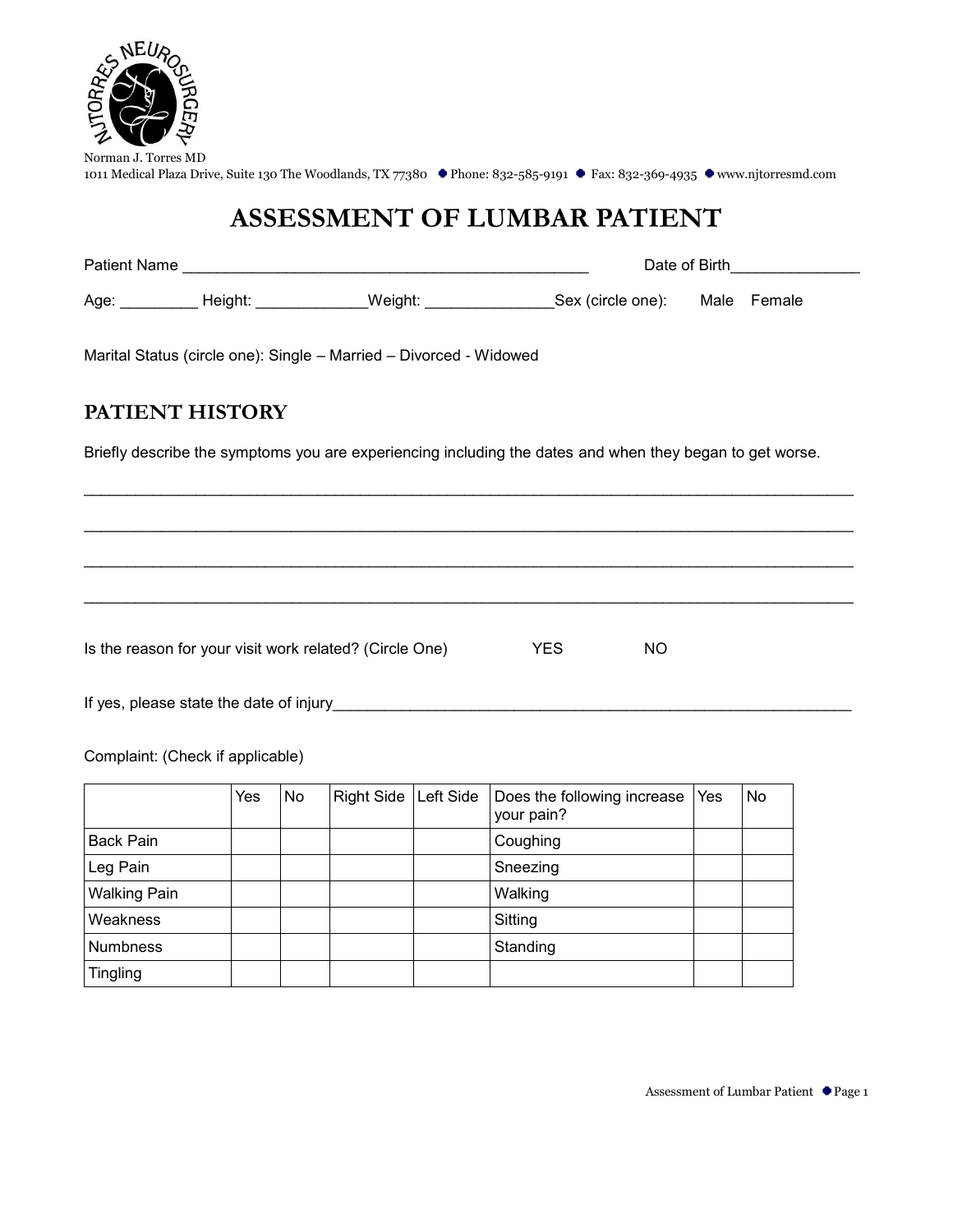Norman J. Torres MD
1011 Medical Plaza Drive, Suite 130 The Woodlands, TX 77380 • Phone: 832-585-9191 • Fax: 832-369-4935 • www.njtorresmd.com

# ASSESSMENT OF LUMBAR PATIENT

Patient Name _______________________________________________ Date of Birth_______________

Age: _________ Height: _____________Weight: _______________Sex (circle one): Male Female

Marital Status (circle one): Single – Married – Divorced - Widowed

## PATIENT HISTORY

Briefly describe the symptoms you are experiencing including the dates and when they began to get worse.

_____________________________________________________________________________________

_____________________________________________________________________________________

_____________________________________________________________________________________

_____________________________________________________________________________________

Is the reason for your visit work related? (Circle One) YES NO

If yes, please state the date of injury_____________________________________________________________

Complaint: (Check if applicable)

| | Yes | No | Right Side | Left Side | Does the following increase your pain? | Yes | No |
|---|---|---|---|---|---|---|---|
| Back Pain | | | | | Coughing | | |
| Leg Pain | | | | | Sneezing | | |
| Walking Pain | | | | | Walking | | |
| Weakness | | | | | Sitting | | |
| Numbness | | | | | Standing | | |
| Tingling | | | | | | | |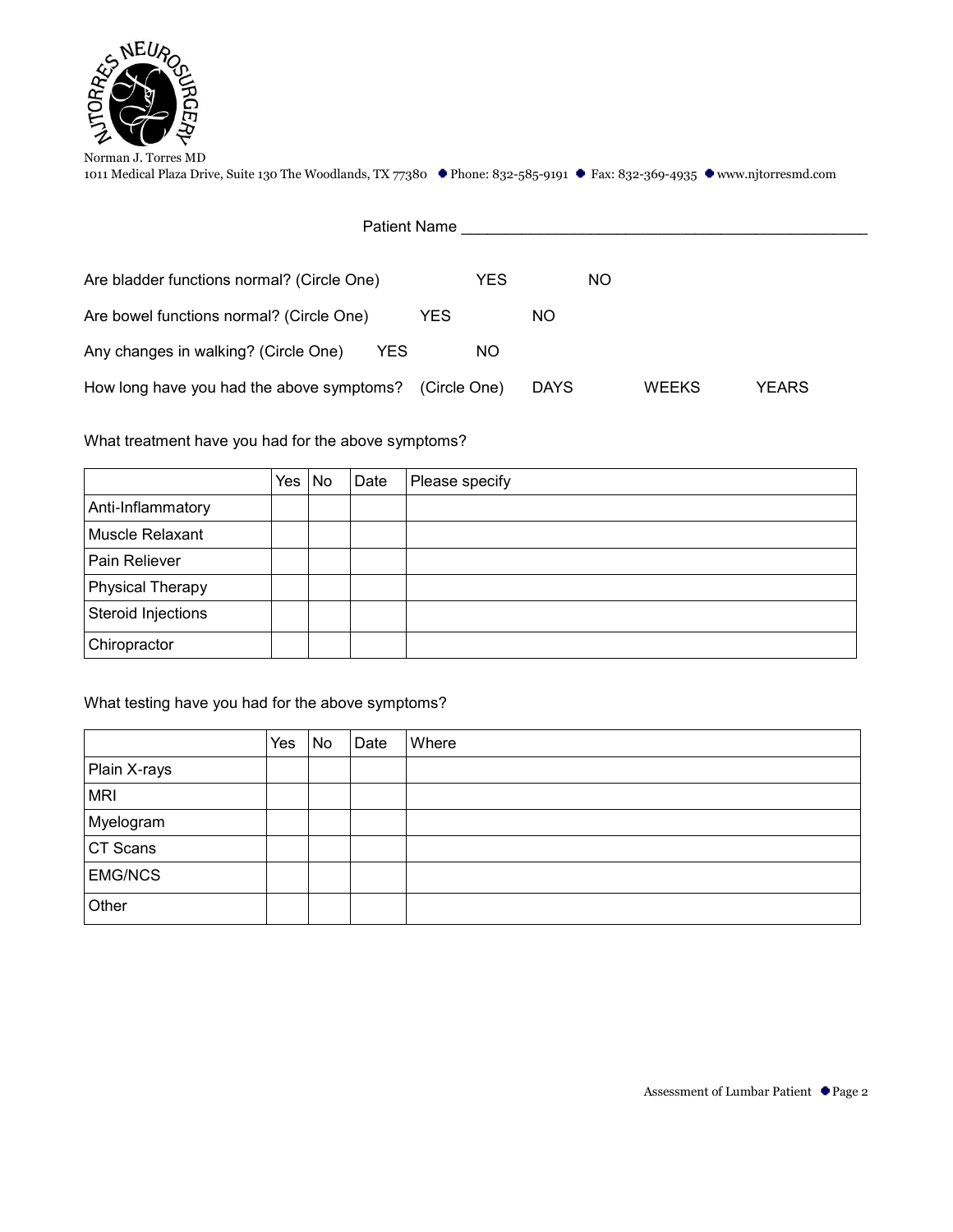Norman J. Torres MD
1011 Medical Plaza Drive, Suite 130 The Woodlands, TX 77380 • Phone: 832-585-9191 • Fax: 832-369-4935 • www.njtorresmd.com

Patient Name ______________________________________________

Are bladder functions normal? (Circle One) YES NO

Are bowel functions normal? (Circle One) YES NO

Any changes in walking? (Circle One) YES NO

How long have you had the above symptoms? (Circle One) DAYS WEEKS YEARS

What treatment have you had for the above symptoms?

| | Yes | No | Date | Please specify |
|---|---|---|---|---|
| Anti-Inflammatory | | | | |
| Muscle Relaxant | | | | |
| Pain Reliever | | | | |
| Physical Therapy | | | | |
| Steroid Injections | | | | |
| Chiropractor | | | | |

What testing have you had for the above symptoms?

| | Yes | No | Date | Where |
|---|---|---|---|---|
| Plain X-rays | | | | |
| MRI | | | | |
| Myelogram | | | | |
| CT Scans | | | | |
| EMG/NCS | | | | |
| Other | | | | |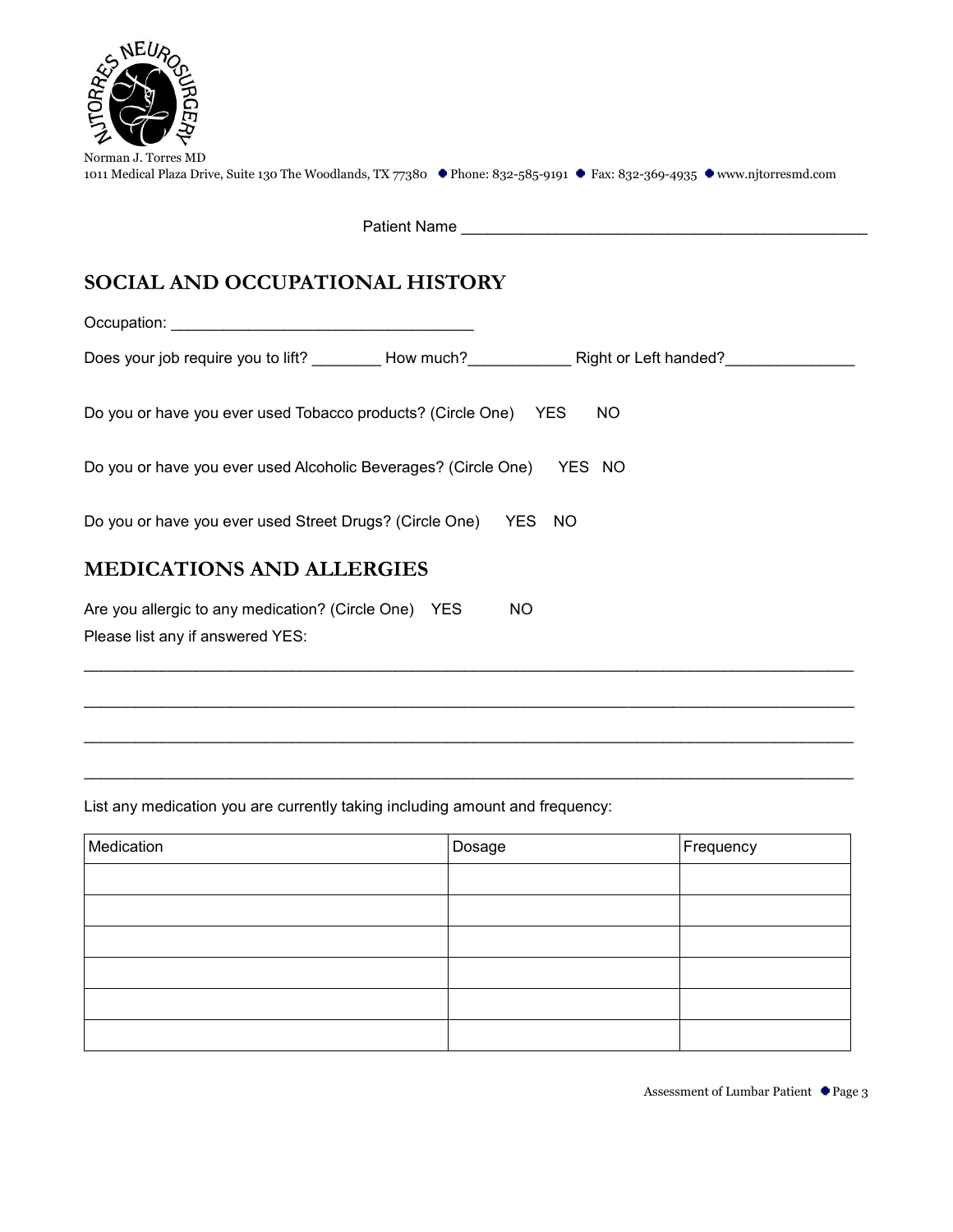Norman J. Torres MD
1011 Medical Plaza Drive, Suite 130 The Woodlands, TX 77380 • Phone: 832-585-9191 • Fax: 832-369-4935 • www.njtorresmd.com

Patient Name ______________________________________________

## SOCIAL AND OCCUPATIONAL HISTORY

Occupation: _________________________________

Does your job require you to lift? ________ How much?___________ Right or Left handed?______________

Do you or have you ever used Tobacco products? (Circle One) YES NO

Do you or have you ever used Alcoholic Beverages? (Circle One) YES NO

Do you or have you ever used Street Drugs? (Circle One) YES NO

## MEDICATIONS AND ALLERGIES

Are you allergic to any medication? (Circle One) YES NO

Please list any if answered YES:

_____________________________________________________________________________________

_____________________________________________________________________________________

_____________________________________________________________________________________

_____________________________________________________________________________________

List any medication you are currently taking including amount and frequency:

| Medication | Dosage | Frequency |
|---|---|---|
| | | |
| | | |
| | | |
| | | |
| | | |
| | | |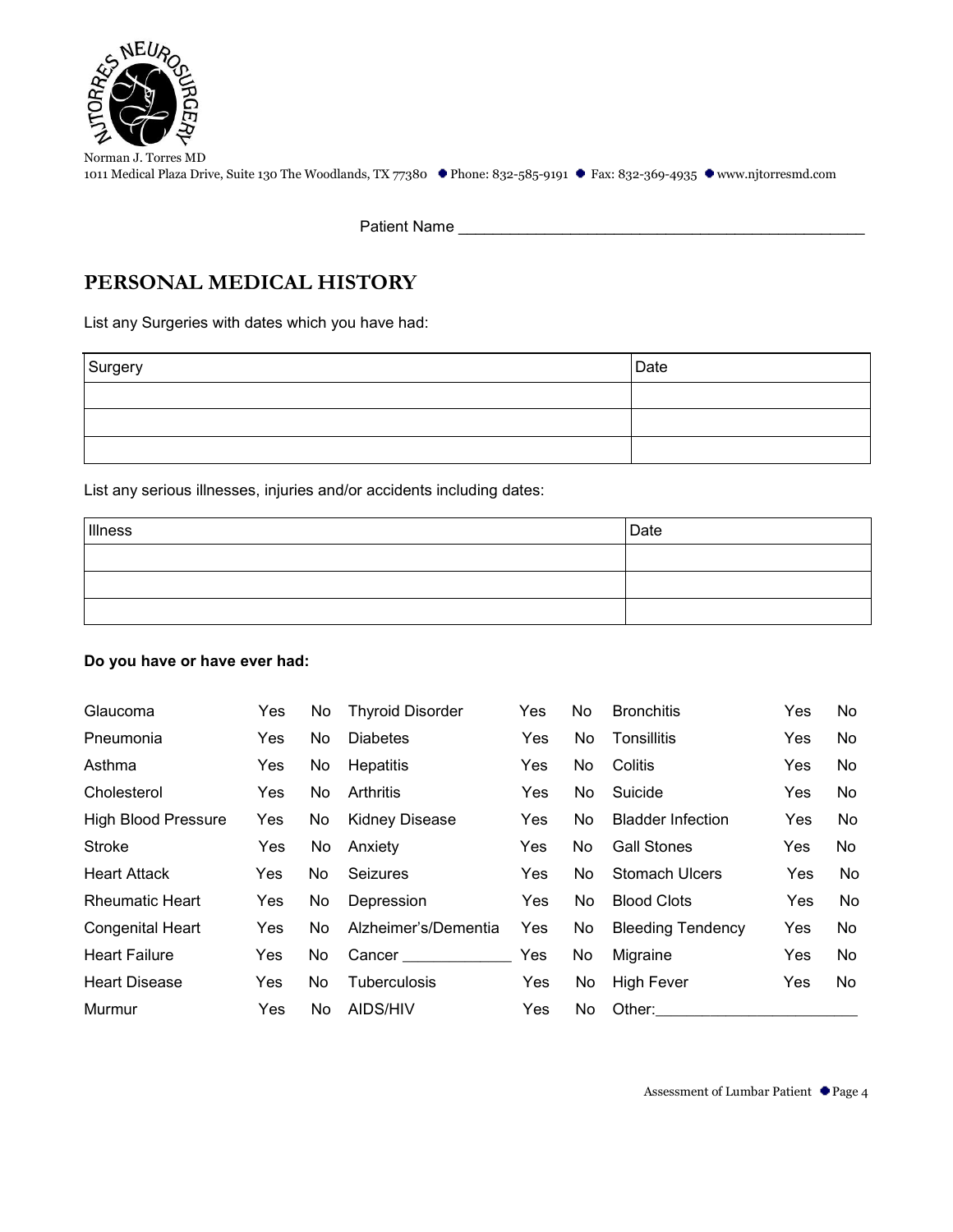Norman J. Torres MD
1011 Medical Plaza Drive, Suite 130 The Woodlands, TX 77380 • Phone: 832-585-9191 • Fax: 832-369-4935 • www.njtorresmd.com

Patient Name ______________________________________________

## PERSONAL MEDICAL HISTORY

List any Surgeries with dates which you have had:

| Surgery | Date |
|---|---|
| | |
| | |
| | |

List any serious illnesses, injuries and/or accidents including dates:

| Illness | Date |
|---|---|
| | |
| | |
| | |

**Do you have or have ever had:**

| | | | | | | | | |
|---|---|---|---|---|---|---|---|---|
| Glaucoma | Yes | No | Thyroid Disorder | Yes | No | Bronchitis | Yes | No |
| Pneumonia | Yes | No | Diabetes | Yes | No | Tonsillitis | Yes | No |
| Asthma | Yes | No | Hepatitis | Yes | No | Colitis | Yes | No |
| Cholesterol | Yes | No | Arthritis | Yes | No | Suicide | Yes | No |
| High Blood Pressure | Yes | No | Kidney Disease | Yes | No | Bladder Infection | Yes | No |
| Stroke | Yes | No | Anxiety | Yes | No | Gall Stones | Yes | No |
| Heart Attack | Yes | No | Seizures | Yes | No | Stomach Ulcers | Yes | No |
| Rheumatic Heart | Yes | No | Depression | Yes | No | Blood Clots | Yes | No |
| Congenital Heart | Yes | No | Alzheimer's/Dementia | Yes | No | Bleeding Tendency | Yes | No |
| Heart Failure | Yes | No | Cancer ____________ | Yes | No | Migraine | Yes | No |
| Heart Disease | Yes | No | Tuberculosis | Yes | No | High Fever | Yes | No |
| Murmur | Yes | No | AIDS/HIV | Yes | No | Other:____________________ | | |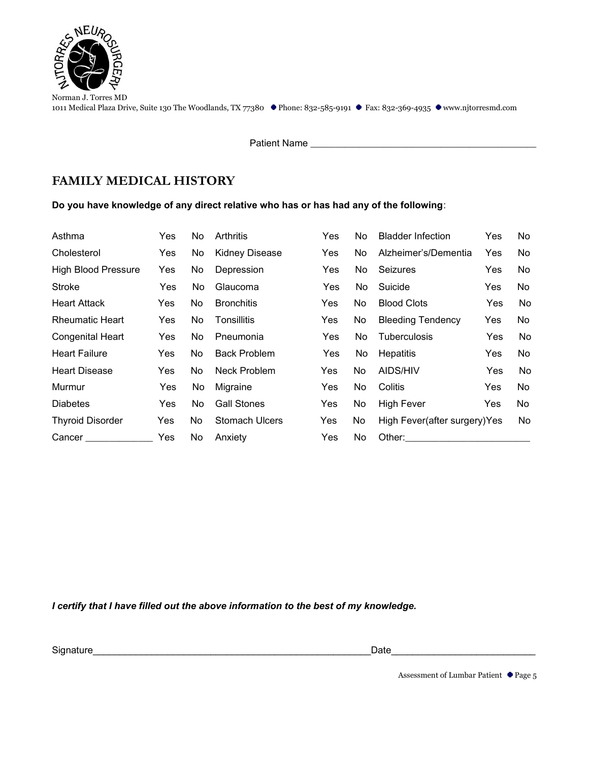Norman J. Torres MD
1011 Medical Plaza Drive, Suite 130 The Woodlands, TX 77380 • Phone: 832-585-9191 • Fax: 832-369-4935 • www.njtorresmd.com

Patient Name ________________________________________

## FAMILY MEDICAL HISTORY

**Do you have knowledge of any direct relative who has or has had any of the following**:

| | | | | | | | | |
|---|---|---|---|---|---|---|---|---|
| Asthma | Yes | No | Arthritis | Yes | No | Bladder Infection | Yes | No |
| Cholesterol | Yes | No | Kidney Disease | Yes | No | Alzheimer's/Dementia | Yes | No |
| High Blood Pressure | Yes | No | Depression | Yes | No | Seizures | Yes | No |
| Stroke | Yes | No | Glaucoma | Yes | No | Suicide | Yes | No |
| Heart Attack | Yes | No | Bronchitis | Yes | No | Blood Clots | Yes | No |
| Rheumatic Heart | Yes | No | Tonsillitis | Yes | No | Bleeding Tendency | Yes | No |
| Congenital Heart | Yes | No | Pneumonia | Yes | No | Tuberculosis | Yes | No |
| Heart Failure | Yes | No | Back Problem | Yes | No | Hepatitis | Yes | No |
| Heart Disease | Yes | No | Neck Problem | Yes | No | AIDS/HIV | Yes | No |
| Murmur | Yes | No | Migraine | Yes | No | Colitis | Yes | No |
| Diabetes | Yes | No | Gall Stones | Yes | No | High Fever | Yes | No |
| Thyroid Disorder | Yes | No | Stomach Ulcers | Yes | No | High Fever(after surgery) | Yes | No |
| Cancer ____________ | Yes | No | Anxiety | Yes | No | Other:______________________ | | |

***I certify that I have filled out the above information to the best of my knowledge.***

Signature__________________________________________________Date_________________________